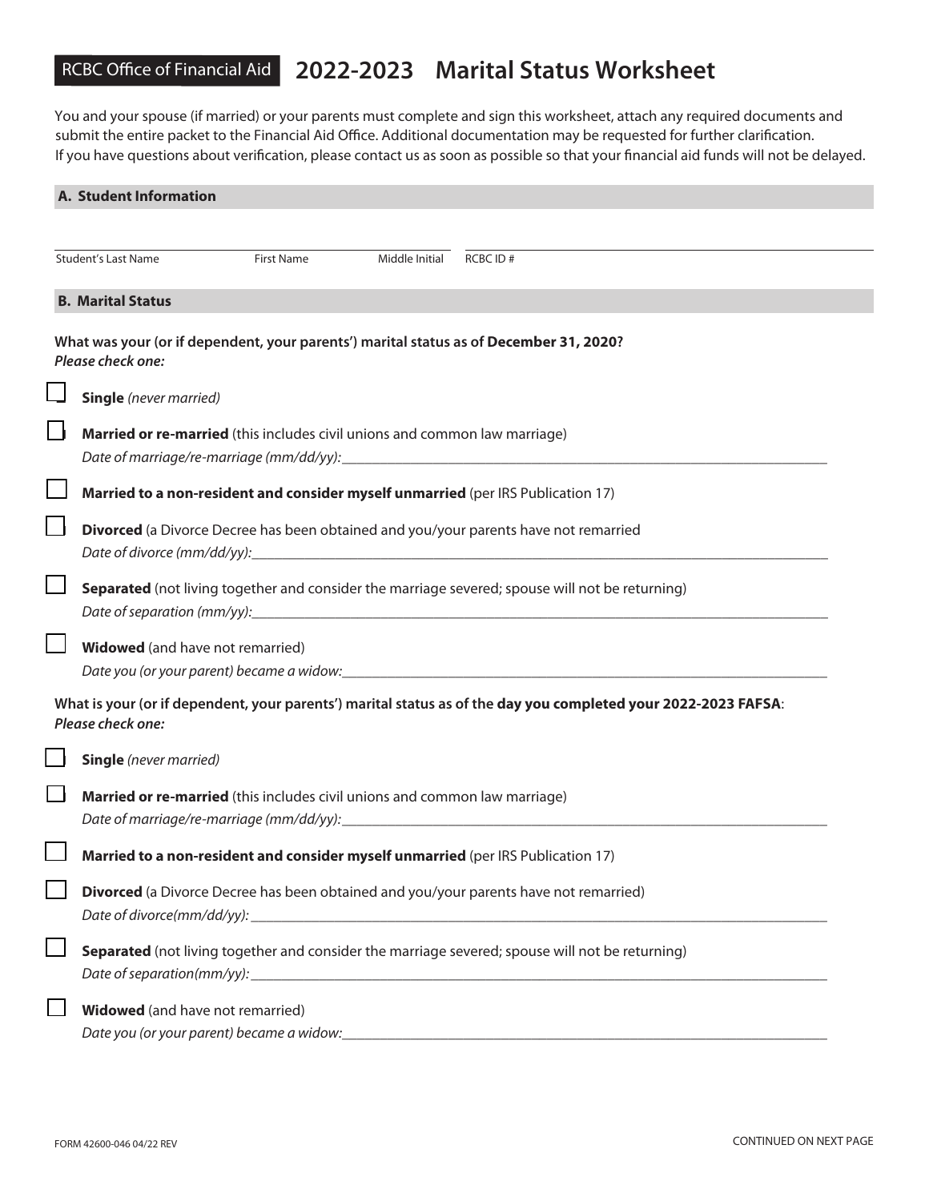RCBC Office of Financial Aid

# 2022-2023 Marital Status Worksheet

You and your spouse (if married) or your parents must complete and sign this worksheet, attach any required documents and submit the entire packet to the Financial Aid Office. Additional documentation may be requested for further clarification. If you have questions about verification, please contact us as soon as possible so that your financial aid funds will not be delayed.

## A. Student Information

_______________________________________________ _______________________________________________
Student's Last Name First Name Middle Initial RCBC ID #

## B. Marital Status

**What was your (or if dependent, your parents') marital status as of December 31, 2020?**
***Please check one:***

☐ **Single** *(never married)*

☐ **Married or re-married** (this includes civil unions and common law marriage)
*Date of marriage/re-marriage (mm/dd/yy):*___________________________

☐ **Married to a non-resident and consider myself unmarried** (per IRS Publication 17)

☐ **Divorced** (a Divorce Decree has been obtained and you/your parents have not remarried
*Date of divorce (mm/dd/yy):*___________________________

☐ **Separated** (not living together and consider the marriage severed; spouse will not be returning)
*Date of separation (mm/yy):*___________________________

☐ **Widowed** (and have not remarried)
*Date you (or your parent) became a widow:*___________________________

**What is your (or if dependent, your parents') marital status as of the day you completed your 2022-2023 FAFSA**:
***Please check one:***

☐ **Single** *(never married)*

☐ **Married or re-married** (this includes civil unions and common law marriage)
*Date of marriage/re-marriage (mm/dd/yy):*___________________________

☐ **Married to a non-resident and consider myself unmarried** (per IRS Publication 17)

☐ **Divorced** (a Divorce Decree has been obtained and you/your parents have not remarried)
*Date of divorce(mm/dd/yy):* ___________________________

☐ **Separated** (not living together and consider the marriage severed; spouse will not be returning)
*Date of separation(mm/yy):* ___________________________

☐ **Widowed** (and have not remarried)
*Date you (or your parent) became a widow:*___________________________

FORM 42600-046 04/22 REV

CONTINUED ON NEXT PAGE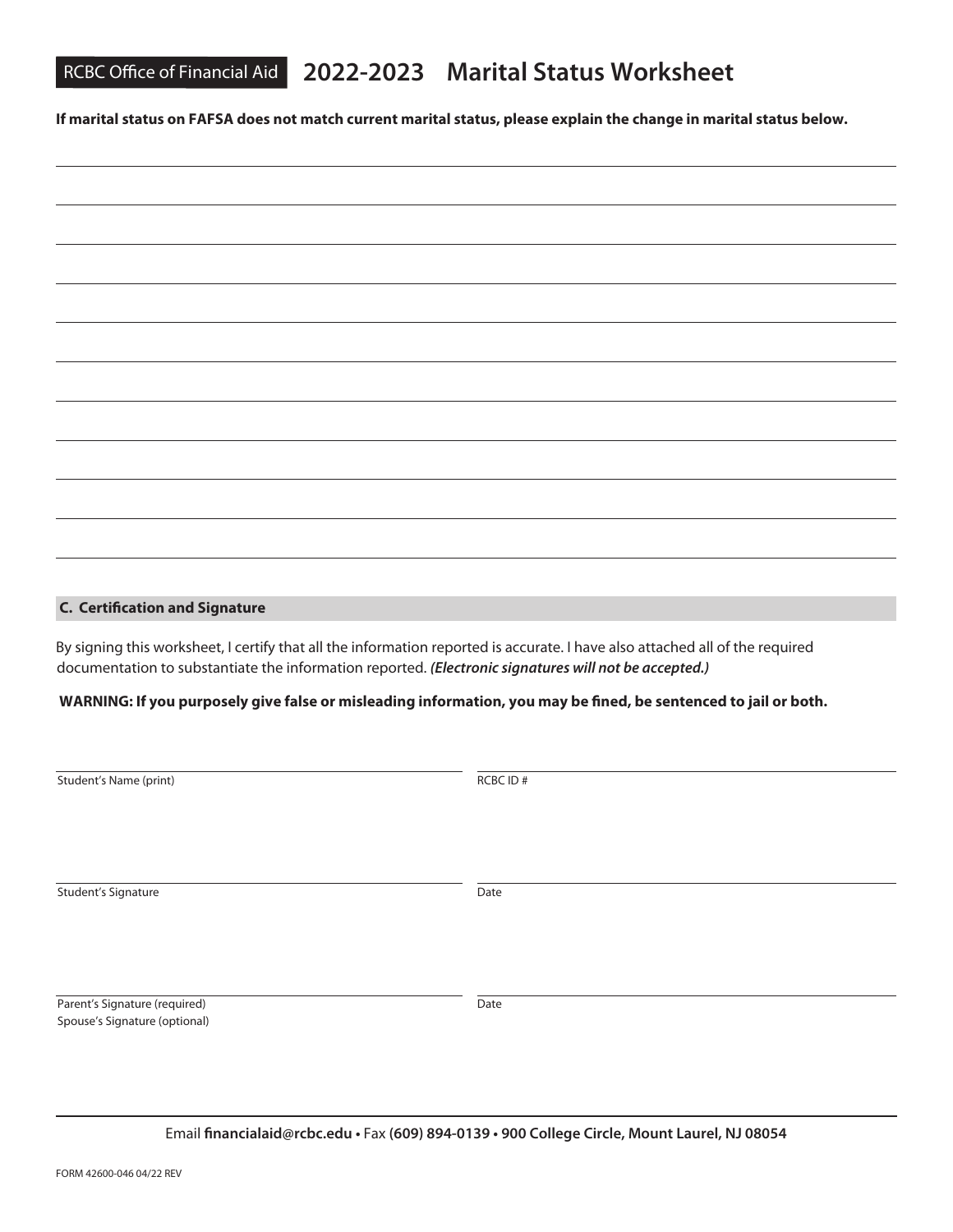RCBC Office of Financial Aid

# 2022-2023 Marital Status Worksheet

**If marital status on FAFSA does not match current marital status, please explain the change in marital status below.**

___________________________________________________________________________

___________________________________________________________________________

___________________________________________________________________________

___________________________________________________________________________

___________________________________________________________________________

___________________________________________________________________________

___________________________________________________________________________

___________________________________________________________________________

___________________________________________________________________________

___________________________________________________________________________

## C. Certification and Signature

By signing this worksheet, I certify that all the information reported is accurate. I have also attached all of the required documentation to substantiate the information reported. ***(Electronic signatures will not be accepted.)***

**WARNING: If you purposely give false or misleading information, you may be fined, be sentenced to jail or both.**

Student's Name (print) ______________________ RCBC ID # ______________________

Student's Signature ______________________ Date ______________________

Parent's Signature (required)
Spouse's Signature (optional) ______________________ Date ______________________

Email **financialaid@rcbc.edu** • Fax **(609) 894-0139** • **900 College Circle, Mount Laurel, NJ 08054**

FORM 42600-046 04/22 REV